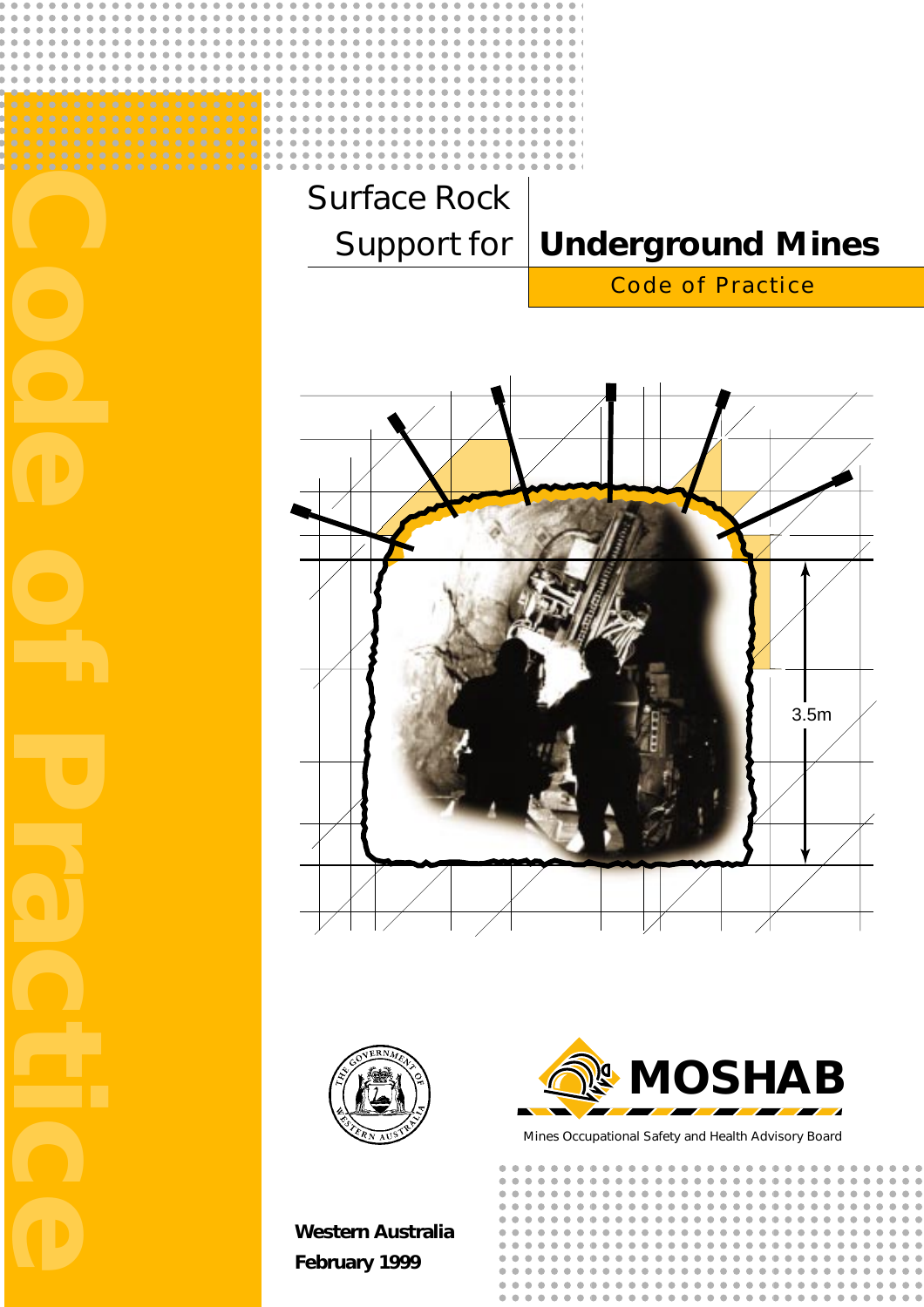# Surface Rock Support for Underground Mines

## Code of Practice

3.5m

MOSHAB

Mines Occupational Safety and Health Advisory Board

**Western Australia**
**February 1999**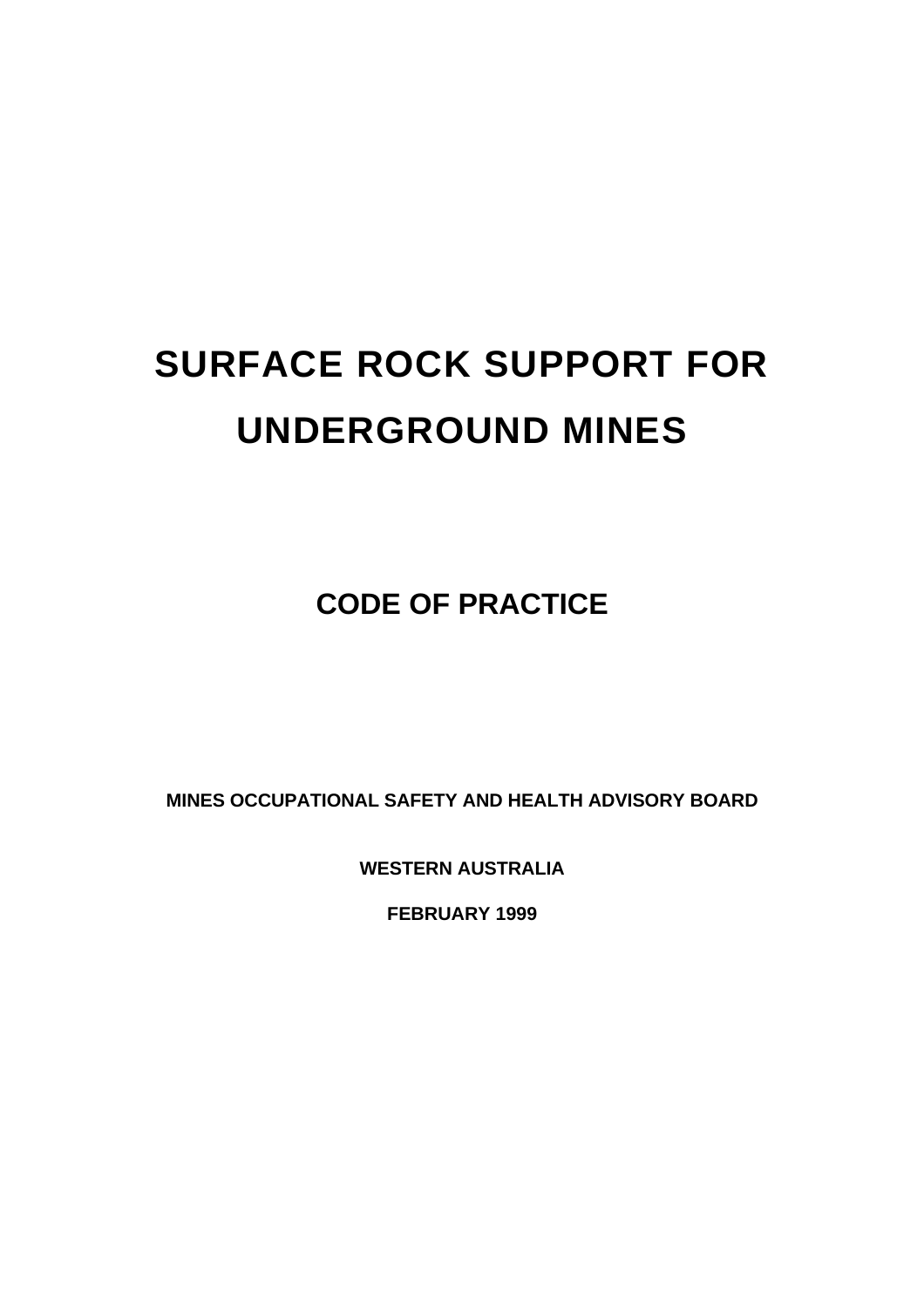# SURFACE ROCK SUPPORT FOR UNDERGROUND MINES

## CODE OF PRACTICE

**MINES OCCUPATIONAL SAFETY AND HEALTH ADVISORY BOARD**

**WESTERN AUSTRALIA**

**FEBRUARY 1999**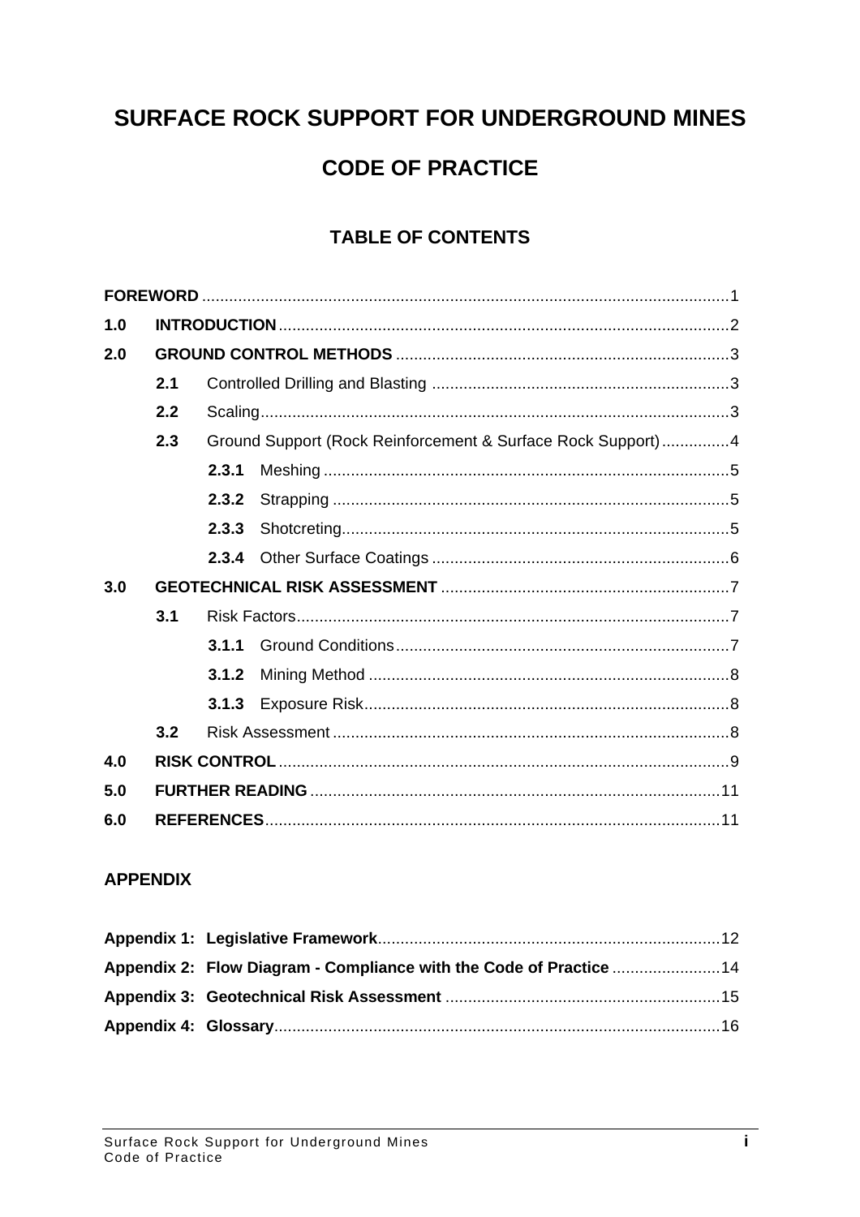# SURFACE ROCK SUPPORT FOR UNDERGROUND MINES

# CODE OF PRACTICE

## TABLE OF CONTENTS

**FOREWORD** .................................................................................................................1

**1.0 INTRODUCTION** ....................................................................................................2

**2.0 GROUND CONTROL METHODS** ..........................................................................3

- **2.1** Controlled Drilling and Blasting ..................................................................3
- **2.2** Scaling........................................................................................................3
- **2.3** Ground Support (Rock Reinforcement & Surface Rock Support)...............4
  - **2.3.1** Meshing ..........................................................................................5
  - **2.3.2** Strapping ........................................................................................5
  - **2.3.3** Shotcreting......................................................................................5
  - **2.3.4** Other Surface Coatings ..................................................................6

**3.0 GEOTECHNICAL RISK ASSESSMENT** ................................................................7

- **3.1** Risk Factors................................................................................................7
  - **3.1.1** Ground Conditions..........................................................................7
  - **3.1.2** Mining Method ................................................................................8
  - **3.1.3** Exposure Risk.................................................................................8
- **3.2** Risk Assessment ........................................................................................8

**4.0 RISK CONTROL** ....................................................................................................9

**5.0 FURTHER READING** ...........................................................................................11

**6.0 REFERENCES**.....................................................................................................11

### APPENDIX

**Appendix 1: Legislative Framework**............................................................................12

**Appendix 2: Flow Diagram - Compliance with the Code of Practice** ........................14

**Appendix 3: Geotechnical Risk Assessment** .............................................................15

**Appendix 4: Glossary**...................................................................................................16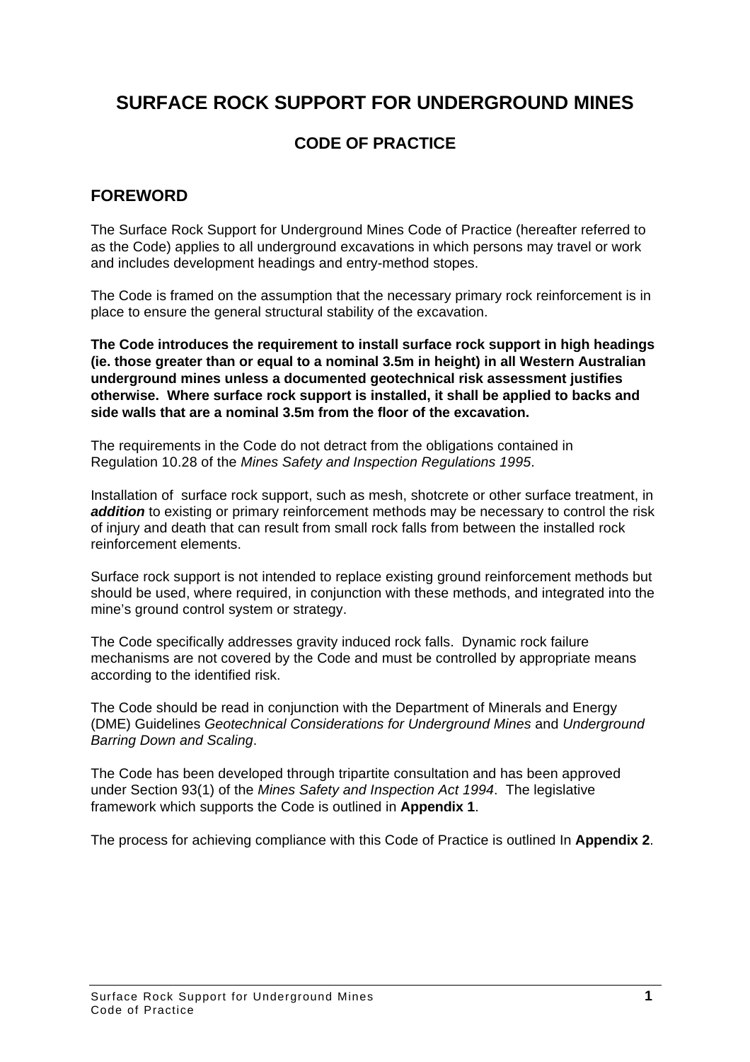# SURFACE ROCK SUPPORT FOR UNDERGROUND MINES

## CODE OF PRACTICE

## FOREWORD

The Surface Rock Support for Underground Mines Code of Practice (hereafter referred to as the Code) applies to all underground excavations in which persons may travel or work and includes development headings and entry-method stopes.

The Code is framed on the assumption that the necessary primary rock reinforcement is in place to ensure the general structural stability of the excavation.

**The Code introduces the requirement to install surface rock support in high headings (ie. those greater than or equal to a nominal 3.5m in height) in all Western Australian underground mines unless a documented geotechnical risk assessment justifies otherwise. Where surface rock support is installed, it shall be applied to backs and side walls that are a nominal 3.5m from the floor of the excavation.**

The requirements in the Code do not detract from the obligations contained in Regulation 10.28 of the *Mines Safety and Inspection Regulations 1995*.

Installation of surface rock support, such as mesh, shotcrete or other surface treatment, in ***addition*** to existing or primary reinforcement methods may be necessary to control the risk of injury and death that can result from small rock falls from between the installed rock reinforcement elements.

Surface rock support is not intended to replace existing ground reinforcement methods but should be used, where required, in conjunction with these methods, and integrated into the mine's ground control system or strategy.

The Code specifically addresses gravity induced rock falls. Dynamic rock failure mechanisms are not covered by the Code and must be controlled by appropriate means according to the identified risk.

The Code should be read in conjunction with the Department of Minerals and Energy (DME) Guidelines *Geotechnical Considerations for Underground Mines* and *Underground Barring Down and Scaling*.

The Code has been developed through tripartite consultation and has been approved under Section 93(1) of the *Mines Safety and Inspection Act 1994*. The legislative framework which supports the Code is outlined in **Appendix 1**.

The process for achieving compliance with this Code of Practice is outlined In **Appendix 2**.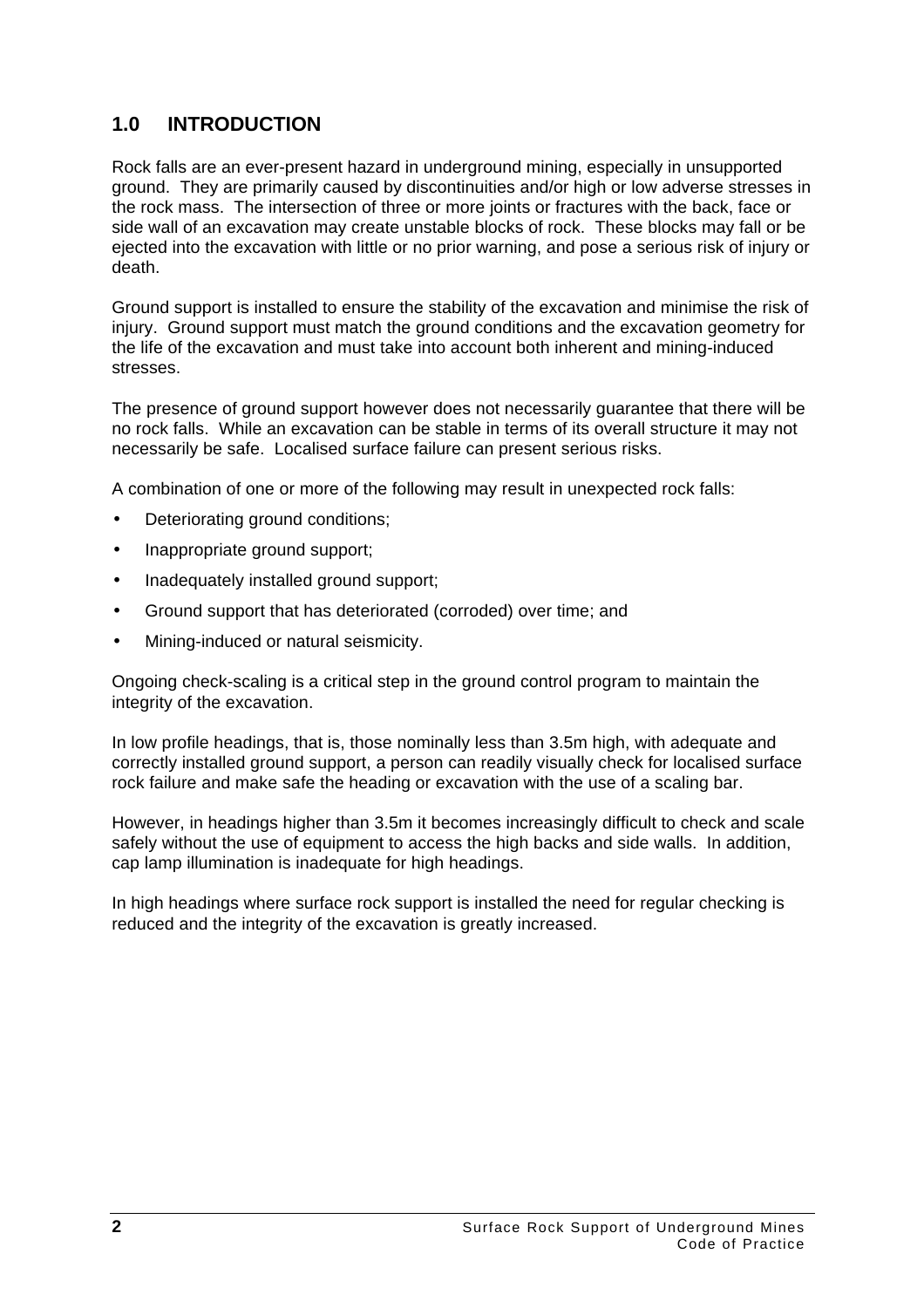## 1.0 INTRODUCTION

Rock falls are an ever-present hazard in underground mining, especially in unsupported ground. They are primarily caused by discontinuities and/or high or low adverse stresses in the rock mass. The intersection of three or more joints or fractures with the back, face or side wall of an excavation may create unstable blocks of rock. These blocks may fall or be ejected into the excavation with little or no prior warning, and pose a serious risk of injury or death.

Ground support is installed to ensure the stability of the excavation and minimise the risk of injury. Ground support must match the ground conditions and the excavation geometry for the life of the excavation and must take into account both inherent and mining-induced stresses.

The presence of ground support however does not necessarily guarantee that there will be no rock falls. While an excavation can be stable in terms of its overall structure it may not necessarily be safe. Localised surface failure can present serious risks.

A combination of one or more of the following may result in unexpected rock falls:

- Deteriorating ground conditions;
- Inappropriate ground support;
- Inadequately installed ground support;
- Ground support that has deteriorated (corroded) over time; and
- Mining-induced or natural seismicity.

Ongoing check-scaling is a critical step in the ground control program to maintain the integrity of the excavation.

In low profile headings, that is, those nominally less than 3.5m high, with adequate and correctly installed ground support, a person can readily visually check for localised surface rock failure and make safe the heading or excavation with the use of a scaling bar.

However, in headings higher than 3.5m it becomes increasingly difficult to check and scale safely without the use of equipment to access the high backs and side walls. In addition, cap lamp illumination is inadequate for high headings.

In high headings where surface rock support is installed the need for regular checking is reduced and the integrity of the excavation is greatly increased.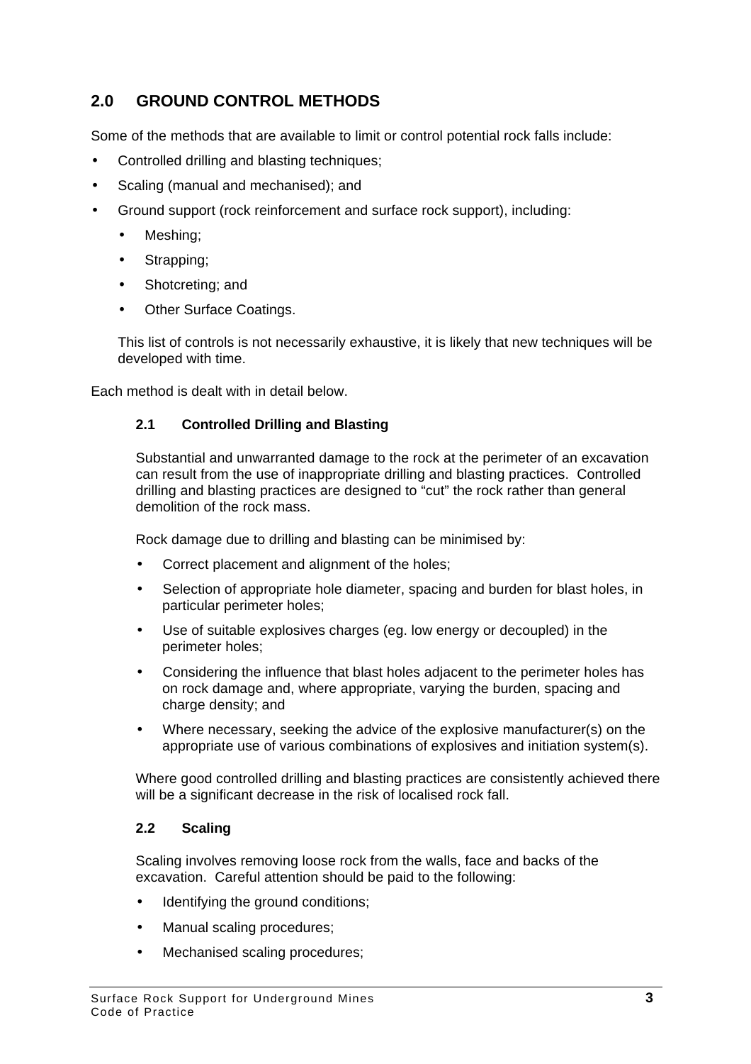## 2.0 GROUND CONTROL METHODS

Some of the methods that are available to limit or control potential rock falls include:

- Controlled drilling and blasting techniques;
- Scaling (manual and mechanised); and
- Ground support (rock reinforcement and surface rock support), including:
  - Meshing;
  - Strapping;
  - Shotcreting; and
  - Other Surface Coatings.

  This list of controls is not necessarily exhaustive, it is likely that new techniques will be developed with time.

Each method is dealt with in detail below.

### 2.1 Controlled Drilling and Blasting

Substantial and unwarranted damage to the rock at the perimeter of an excavation can result from the use of inappropriate drilling and blasting practices. Controlled drilling and blasting practices are designed to "cut" the rock rather than general demolition of the rock mass.

Rock damage due to drilling and blasting can be minimised by:

- Correct placement and alignment of the holes;
- Selection of appropriate hole diameter, spacing and burden for blast holes, in particular perimeter holes;
- Use of suitable explosives charges (eg. low energy or decoupled) in the perimeter holes;
- Considering the influence that blast holes adjacent to the perimeter holes has on rock damage and, where appropriate, varying the burden, spacing and charge density; and
- Where necessary, seeking the advice of the explosive manufacturer(s) on the appropriate use of various combinations of explosives and initiation system(s).

Where good controlled drilling and blasting practices are consistently achieved there will be a significant decrease in the risk of localised rock fall.

### 2.2 Scaling

Scaling involves removing loose rock from the walls, face and backs of the excavation. Careful attention should be paid to the following:

- Identifying the ground conditions;
- Manual scaling procedures;
- Mechanised scaling procedures;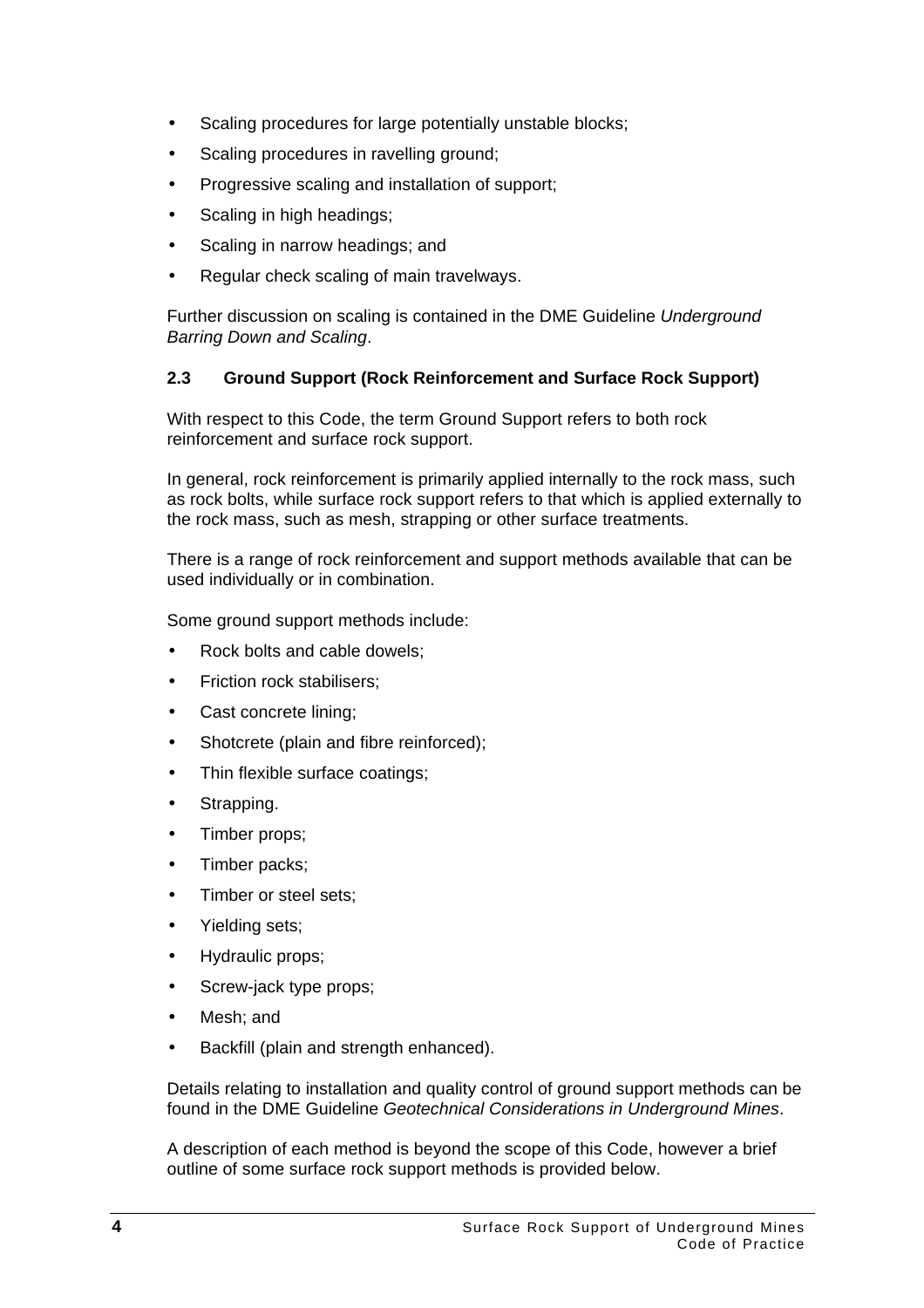- Scaling procedures for large potentially unstable blocks;
- Scaling procedures in ravelling ground;
- Progressive scaling and installation of support;
- Scaling in high headings;
- Scaling in narrow headings; and
- Regular check scaling of main travelways.

Further discussion on scaling is contained in the DME Guideline *Underground Barring Down and Scaling*.

### 2.3 Ground Support (Rock Reinforcement and Surface Rock Support)

With respect to this Code, the term Ground Support refers to both rock reinforcement and surface rock support.

In general, rock reinforcement is primarily applied internally to the rock mass, such as rock bolts, while surface rock support refers to that which is applied externally to the rock mass, such as mesh, strapping or other surface treatments.

There is a range of rock reinforcement and support methods available that can be used individually or in combination.

Some ground support methods include:

- Rock bolts and cable dowels;
- Friction rock stabilisers;
- Cast concrete lining;
- Shotcrete (plain and fibre reinforced);
- Thin flexible surface coatings;
- Strapping.
- Timber props;
- Timber packs;
- Timber or steel sets;
- Yielding sets;
- Hydraulic props;
- Screw-jack type props;
- Mesh; and
- Backfill (plain and strength enhanced).

Details relating to installation and quality control of ground support methods can be found in the DME Guideline *Geotechnical Considerations in Underground Mines*.

A description of each method is beyond the scope of this Code, however a brief outline of some surface rock support methods is provided below.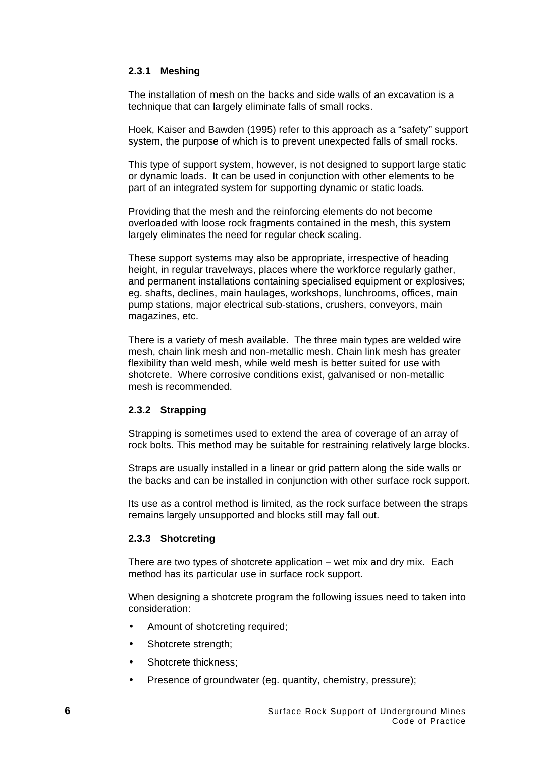### 2.3.1 Meshing

The installation of mesh on the backs and side walls of an excavation is a technique that can largely eliminate falls of small rocks.

Hoek, Kaiser and Bawden (1995) refer to this approach as a "safety" support system, the purpose of which is to prevent unexpected falls of small rocks.

This type of support system, however, is not designed to support large static or dynamic loads. It can be used in conjunction with other elements to be part of an integrated system for supporting dynamic or static loads.

Providing that the mesh and the reinforcing elements do not become overloaded with loose rock fragments contained in the mesh, this system largely eliminates the need for regular check scaling.

These support systems may also be appropriate, irrespective of heading height, in regular travelways, places where the workforce regularly gather, and permanent installations containing specialised equipment or explosives; eg. shafts, declines, main haulages, workshops, lunchrooms, offices, main pump stations, major electrical sub-stations, crushers, conveyors, main magazines, etc.

There is a variety of mesh available. The three main types are welded wire mesh, chain link mesh and non-metallic mesh. Chain link mesh has greater flexibility than weld mesh, while weld mesh is better suited for use with shotcrete. Where corrosive conditions exist, galvanised or non-metallic mesh is recommended.

### 2.3.2 Strapping

Strapping is sometimes used to extend the area of coverage of an array of rock bolts. This method may be suitable for restraining relatively large blocks.

Straps are usually installed in a linear or grid pattern along the side walls or the backs and can be installed in conjunction with other surface rock support.

Its use as a control method is limited, as the rock surface between the straps remains largely unsupported and blocks still may fall out.

### 2.3.3 Shotcreting

There are two types of shotcrete application – wet mix and dry mix. Each method has its particular use in surface rock support.

When designing a shotcrete program the following issues need to taken into consideration:

- Amount of shotcreting required;
- Shotcrete strength;
- Shotcrete thickness;
- Presence of groundwater (eg. quantity, chemistry, pressure);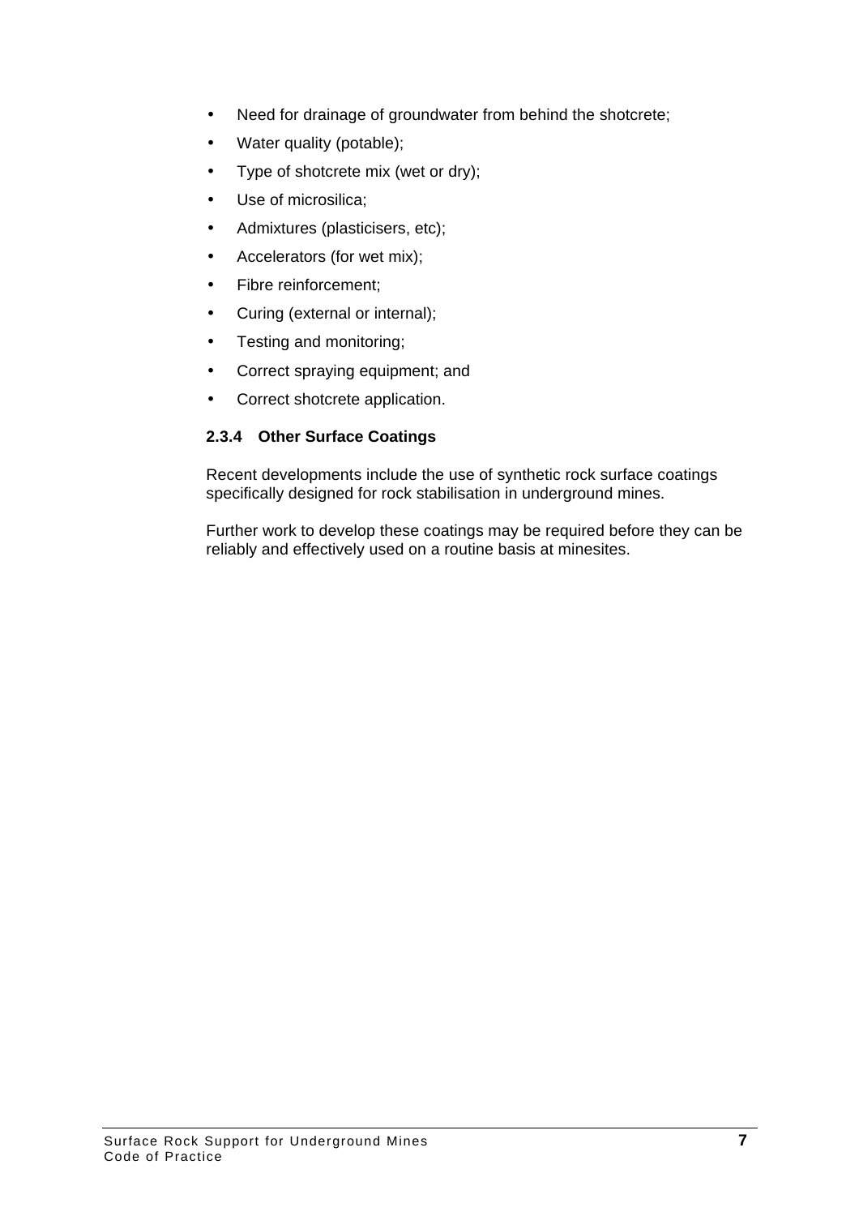- Need for drainage of groundwater from behind the shotcrete;
- Water quality (potable);
- Type of shotcrete mix (wet or dry);
- Use of microsilica;
- Admixtures (plasticisers, etc);
- Accelerators (for wet mix);
- Fibre reinforcement;
- Curing (external or internal);
- Testing and monitoring;
- Correct spraying equipment; and
- Correct shotcrete application.

#### 2.3.4 Other Surface Coatings

Recent developments include the use of synthetic rock surface coatings specifically designed for rock stabilisation in underground mines.

Further work to develop these coatings may be required before they can be reliably and effectively used on a routine basis at minesites.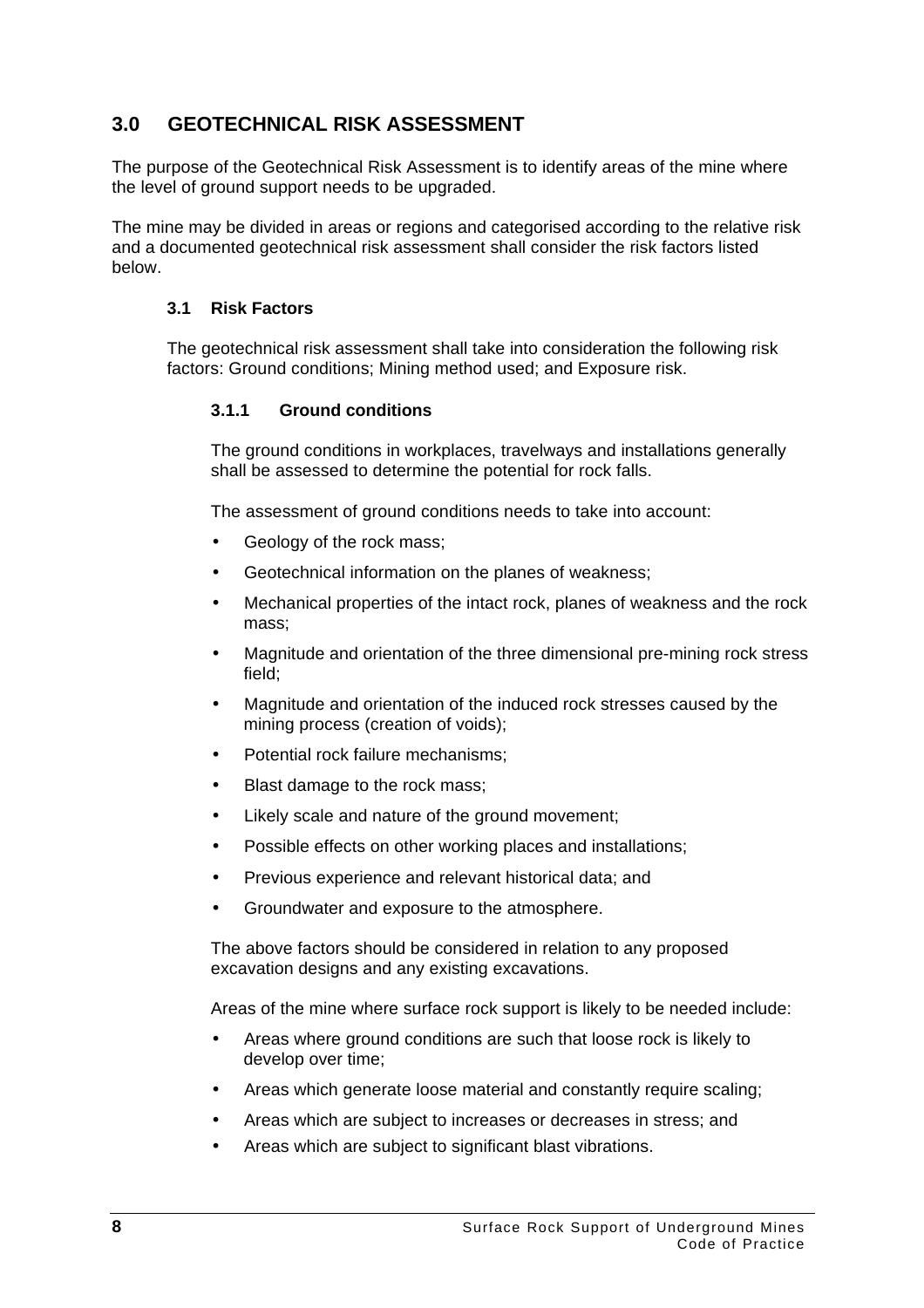# 3.0 GEOTECHNICAL RISK ASSESSMENT

The purpose of the Geotechnical Risk Assessment is to identify areas of the mine where the level of ground support needs to be upgraded.

The mine may be divided in areas or regions and categorised according to the relative risk and a documented geotechnical risk assessment shall consider the risk factors listed below.

## 3.1 Risk Factors

The geotechnical risk assessment shall take into consideration the following risk factors: Ground conditions; Mining method used; and Exposure risk.

### 3.1.1 Ground conditions

The ground conditions in workplaces, travelways and installations generally shall be assessed to determine the potential for rock falls.

The assessment of ground conditions needs to take into account:

- Geology of the rock mass;
- Geotechnical information on the planes of weakness;
- Mechanical properties of the intact rock, planes of weakness and the rock mass;
- Magnitude and orientation of the three dimensional pre-mining rock stress field;
- Magnitude and orientation of the induced rock stresses caused by the mining process (creation of voids);
- Potential rock failure mechanisms;
- Blast damage to the rock mass;
- Likely scale and nature of the ground movement;
- Possible effects on other working places and installations;
- Previous experience and relevant historical data; and
- Groundwater and exposure to the atmosphere.

The above factors should be considered in relation to any proposed excavation designs and any existing excavations.

Areas of the mine where surface rock support is likely to be needed include:

- Areas where ground conditions are such that loose rock is likely to develop over time;
- Areas which generate loose material and constantly require scaling;
- Areas which are subject to increases or decreases in stress; and
- Areas which are subject to significant blast vibrations.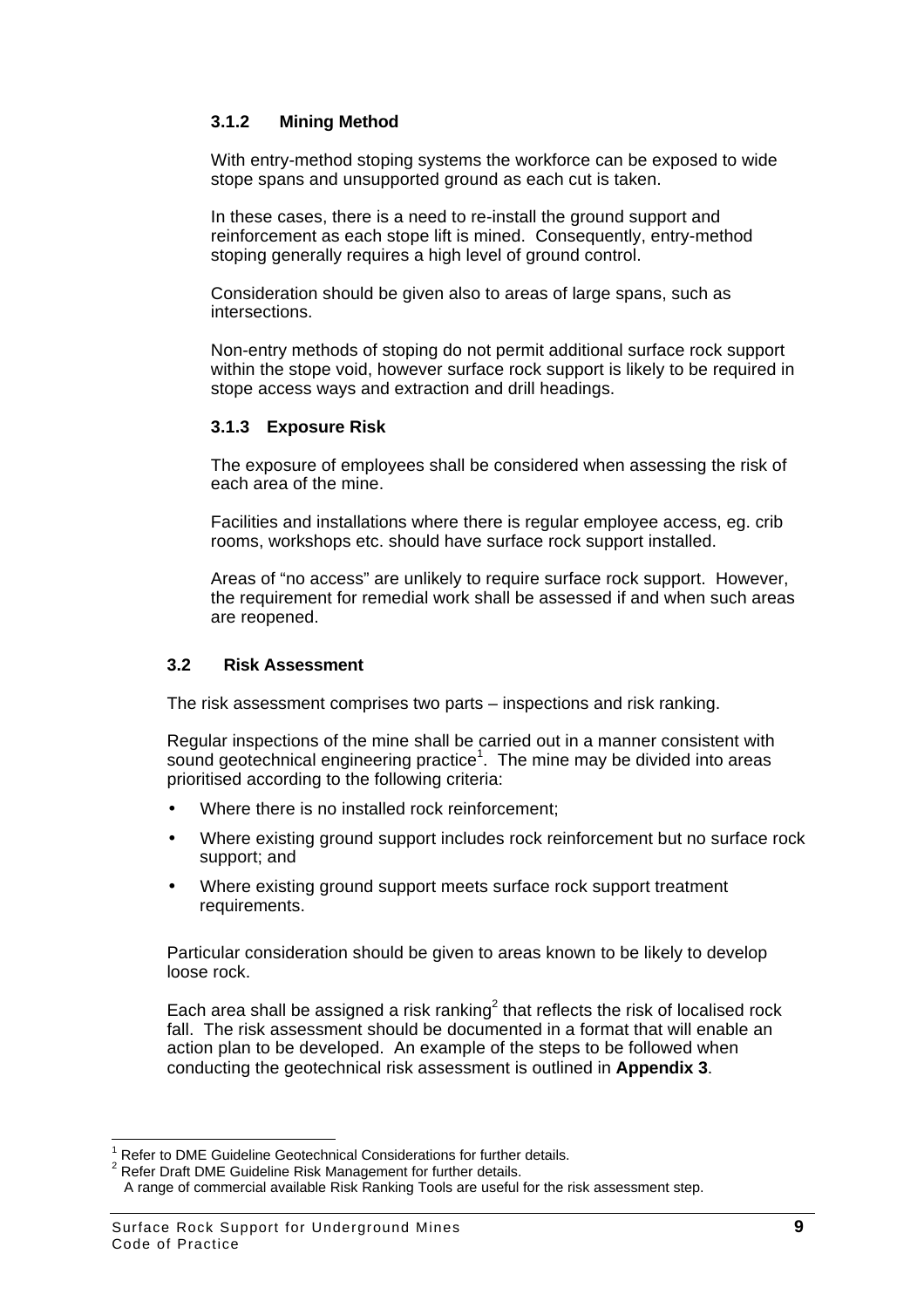### 3.1.2 Mining Method

With entry-method stoping systems the workforce can be exposed to wide stope spans and unsupported ground as each cut is taken.

In these cases, there is a need to re-install the ground support and reinforcement as each stope lift is mined. Consequently, entry-method stoping generally requires a high level of ground control.

Consideration should be given also to areas of large spans, such as intersections.

Non-entry methods of stoping do not permit additional surface rock support within the stope void, however surface rock support is likely to be required in stope access ways and extraction and drill headings.

### 3.1.3 Exposure Risk

The exposure of employees shall be considered when assessing the risk of each area of the mine.

Facilities and installations where there is regular employee access, eg. crib rooms, workshops etc. should have surface rock support installed.

Areas of "no access" are unlikely to require surface rock support. However, the requirement for remedial work shall be assessed if and when such areas are reopened.

## 3.2 Risk Assessment

The risk assessment comprises two parts – inspections and risk ranking.

Regular inspections of the mine shall be carried out in a manner consistent with sound geotechnical engineering practice[1]. The mine may be divided into areas prioritised according to the following criteria:

- Where there is no installed rock reinforcement;
- Where existing ground support includes rock reinforcement but no surface rock support; and
- Where existing ground support meets surface rock support treatment requirements.

Particular consideration should be given to areas known to be likely to develop loose rock.

Each area shall be assigned a risk ranking[2] that reflects the risk of localised rock fall. The risk assessment should be documented in a format that will enable an action plan to be developed. An example of the steps to be followed when conducting the geotechnical risk assessment is outlined in **Appendix 3**.

---

[1] Refer to DME Guideline Geotechnical Considerations for further details.
[2] Refer Draft DME Guideline Risk Management for further details.
A range of commercial available Risk Ranking Tools are useful for the risk assessment step.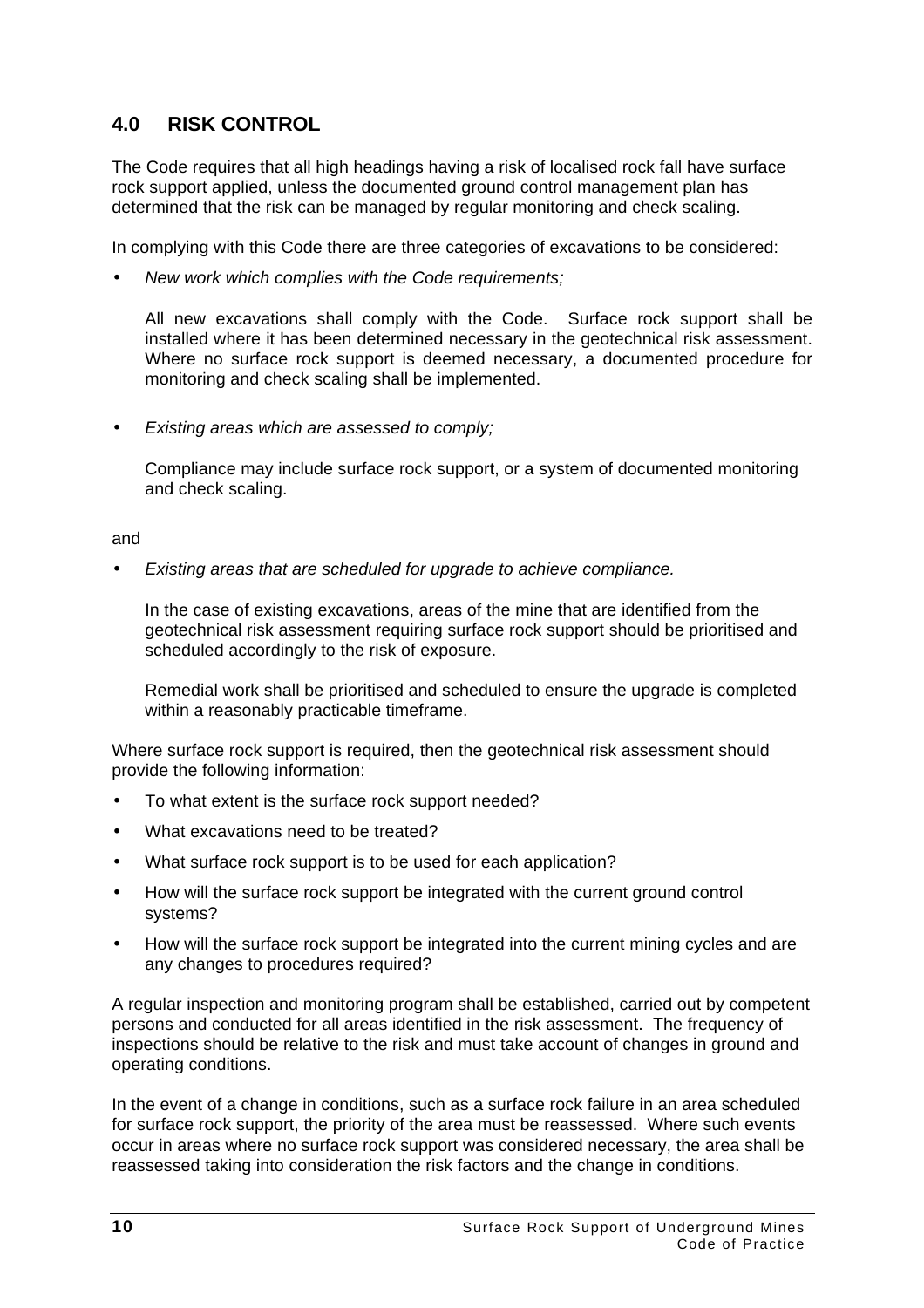## 4.0 RISK CONTROL

The Code requires that all high headings having a risk of localised rock fall have surface rock support applied, unless the documented ground control management plan has determined that the risk can be managed by regular monitoring and check scaling.

In complying with this Code there are three categories of excavations to be considered:

- *New work which complies with the Code requirements;*

  All new excavations shall comply with the Code. Surface rock support shall be installed where it has been determined necessary in the geotechnical risk assessment. Where no surface rock support is deemed necessary, a documented procedure for monitoring and check scaling shall be implemented.

- *Existing areas which are assessed to comply;*

  Compliance may include surface rock support, or a system of documented monitoring and check scaling.

and

- *Existing areas that are scheduled for upgrade to achieve compliance.*

  In the case of existing excavations, areas of the mine that are identified from the geotechnical risk assessment requiring surface rock support should be prioritised and scheduled accordingly to the risk of exposure.

  Remedial work shall be prioritised and scheduled to ensure the upgrade is completed within a reasonably practicable timeframe.

Where surface rock support is required, then the geotechnical risk assessment should provide the following information:

- To what extent is the surface rock support needed?
- What excavations need to be treated?
- What surface rock support is to be used for each application?
- How will the surface rock support be integrated with the current ground control systems?
- How will the surface rock support be integrated into the current mining cycles and are any changes to procedures required?

A regular inspection and monitoring program shall be established, carried out by competent persons and conducted for all areas identified in the risk assessment. The frequency of inspections should be relative to the risk and must take account of changes in ground and operating conditions.

In the event of a change in conditions, such as a surface rock failure in an area scheduled for surface rock support, the priority of the area must be reassessed. Where such events occur in areas where no surface rock support was considered necessary, the area shall be reassessed taking into consideration the risk factors and the change in conditions.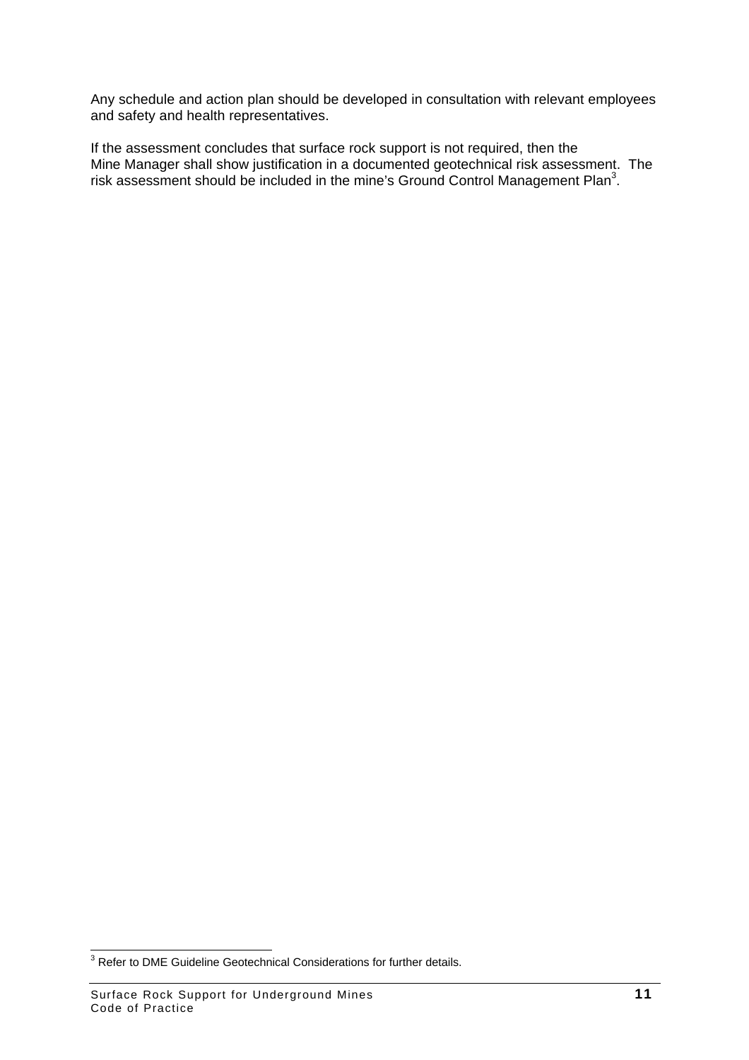Any schedule and action plan should be developed in consultation with relevant employees and safety and health representatives.

If the assessment concludes that surface rock support is not required, then the Mine Manager shall show justification in a documented geotechnical risk assessment. The risk assessment should be included in the mine's Ground Control Management Plan[3].

[3] Refer to DME Guideline Geotechnical Considerations for further details.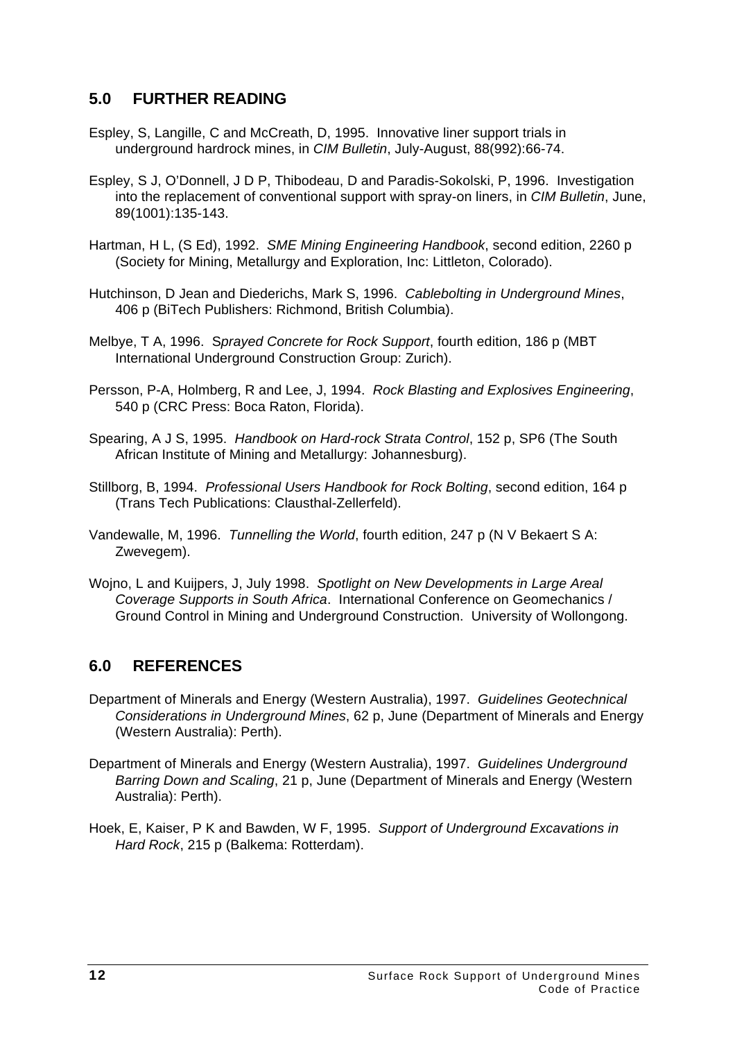## 5.0 FURTHER READING

Espley, S, Langille, C and McCreath, D, 1995. Innovative liner support trials in underground hardrock mines, in *CIM Bulletin*, July-August, 88(992):66-74.

Espley, S J, O'Donnell, J D P, Thibodeau, D and Paradis-Sokolski, P, 1996. Investigation into the replacement of conventional support with spray-on liners, in *CIM Bulletin*, June, 89(1001):135-143.

Hartman, H L, (S Ed), 1992. *SME Mining Engineering Handbook*, second edition, 2260 p (Society for Mining, Metallurgy and Exploration, Inc: Littleton, Colorado).

Hutchinson, D Jean and Diederichs, Mark S, 1996. *Cablebolting in Underground Mines*, 406 p (BiTech Publishers: Richmond, British Columbia).

Melbye, T A, 1996. *Sprayed Concrete for Rock Support*, fourth edition, 186 p (MBT International Underground Construction Group: Zurich).

Persson, P-A, Holmberg, R and Lee, J, 1994. *Rock Blasting and Explosives Engineering*, 540 p (CRC Press: Boca Raton, Florida).

Spearing, A J S, 1995. *Handbook on Hard-rock Strata Control*, 152 p, SP6 (The South African Institute of Mining and Metallurgy: Johannesburg).

Stillborg, B, 1994. *Professional Users Handbook for Rock Bolting*, second edition, 164 p (Trans Tech Publications: Clausthal-Zellerfeld).

Vandewalle, M, 1996. *Tunnelling the World*, fourth edition, 247 p (N V Bekaert S A: Zwevegem).

Wojno, L and Kuijpers, J, July 1998. *Spotlight on New Developments in Large Areal Coverage Supports in South Africa*. International Conference on Geomechanics / Ground Control in Mining and Underground Construction. University of Wollongong.

## 6.0 REFERENCES

Department of Minerals and Energy (Western Australia), 1997. *Guidelines Geotechnical Considerations in Underground Mines*, 62 p, June (Department of Minerals and Energy (Western Australia): Perth).

Department of Minerals and Energy (Western Australia), 1997. *Guidelines Underground Barring Down and Scaling*, 21 p, June (Department of Minerals and Energy (Western Australia): Perth).

Hoek, E, Kaiser, P K and Bawden, W F, 1995. *Support of Underground Excavations in Hard Rock*, 215 p (Balkema: Rotterdam).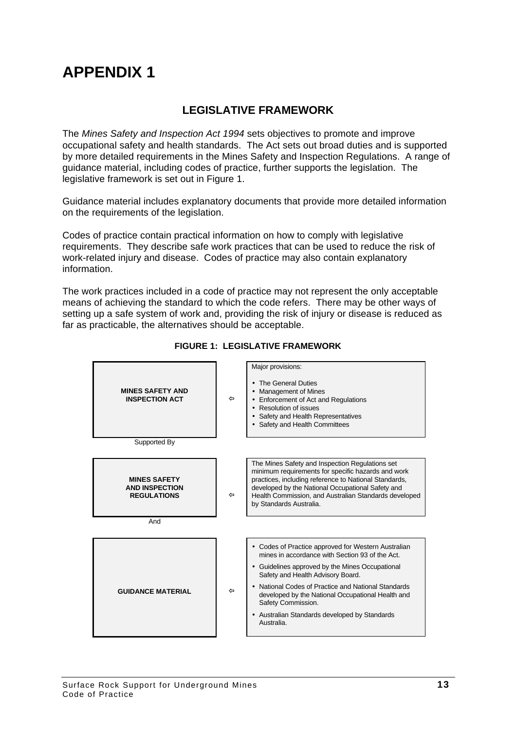# APPENDIX 1

## LEGISLATIVE FRAMEWORK

The *Mines Safety and Inspection Act 1994* sets objectives to promote and improve occupational safety and health standards. The Act sets out broad duties and is supported by more detailed requirements in the Mines Safety and Inspection Regulations. A range of guidance material, including codes of practice, further supports the legislation. The legislative framework is set out in Figure 1.

Guidance material includes explanatory documents that provide more detailed information on the requirements of the legislation.

Codes of practice contain practical information on how to comply with legislative requirements. They describe safe work practices that can be used to reduce the risk of work-related injury and disease. Codes of practice may also contain explanatory information.

The work practices included in a code of practice may not represent the only acceptable means of achieving the standard to which the code refers. There may be other ways of setting up a safe system of work and, providing the risk of injury or disease is reduced as far as practicable, the alternatives should be acceptable.

**FIGURE 1: LEGISLATIVE FRAMEWORK**

| | | |
|---|---|---|
| **MINES SAFETY AND INSPECTION ACT** | ⇦ | Major provisions:<br>• The General Duties<br>• Management of Mines<br>• Enforcement of Act and Regulations<br>• Resolution of issues<br>• Safety and Health Representatives<br>• Safety and Health Committees |
| Supported By | | |
| **MINES SAFETY AND INSPECTION REGULATIONS** | ⇦ | The Mines Safety and Inspection Regulations set minimum requirements for specific hazards and work practices, including reference to National Standards, developed by the National Occupational Safety and Health Commission, and Australian Standards developed by Standards Australia. |
| And | | |
| **GUIDANCE MATERIAL** | ⇦ | • Codes of Practice approved for Western Australian mines in accordance with Section 93 of the Act.<br>• Guidelines approved by the Mines Occupational Safety and Health Advisory Board.<br>• National Codes of Practice and National Standards developed by the National Occupational Health and Safety Commission.<br>• Australian Standards developed by Standards Australia. |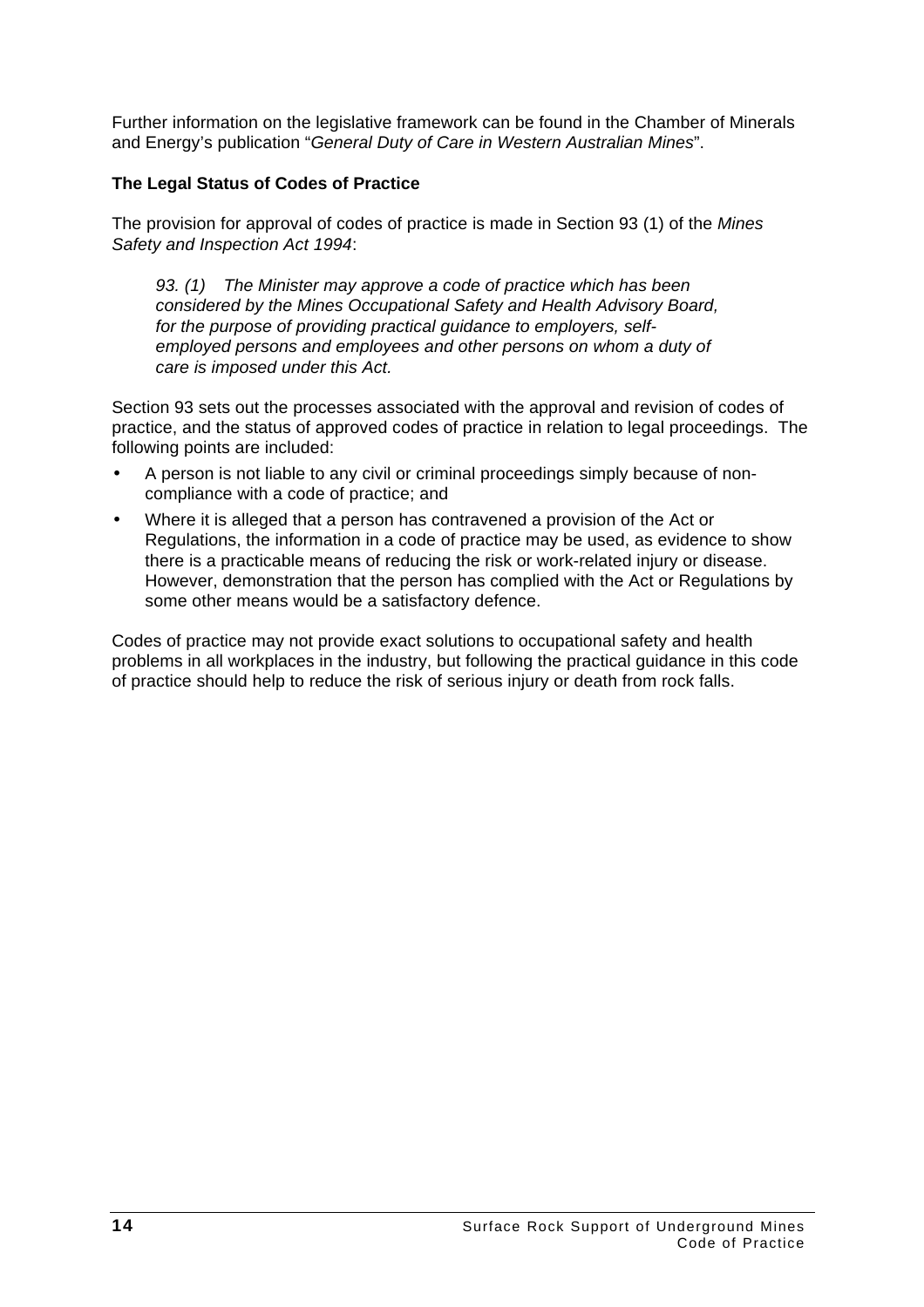Further information on the legislative framework can be found in the Chamber of Minerals and Energy's publication "*General Duty of Care in Western Australian Mines*".

**The Legal Status of Codes of Practice**

The provision for approval of codes of practice is made in Section 93 (1) of the *Mines Safety and Inspection Act 1994*:

> *93. (1) The Minister may approve a code of practice which has been considered by the Mines Occupational Safety and Health Advisory Board, for the purpose of providing practical guidance to employers, self-employed persons and employees and other persons on whom a duty of care is imposed under this Act.*

Section 93 sets out the processes associated with the approval and revision of codes of practice, and the status of approved codes of practice in relation to legal proceedings. The following points are included:

- A person is not liable to any civil or criminal proceedings simply because of non-compliance with a code of practice; and
- Where it is alleged that a person has contravened a provision of the Act or Regulations, the information in a code of practice may be used, as evidence to show there is a practicable means of reducing the risk or work-related injury or disease. However, demonstration that the person has complied with the Act or Regulations by some other means would be a satisfactory defence.

Codes of practice may not provide exact solutions to occupational safety and health problems in all workplaces in the industry, but following the practical guidance in this code of practice should help to reduce the risk of serious injury or death from rock falls.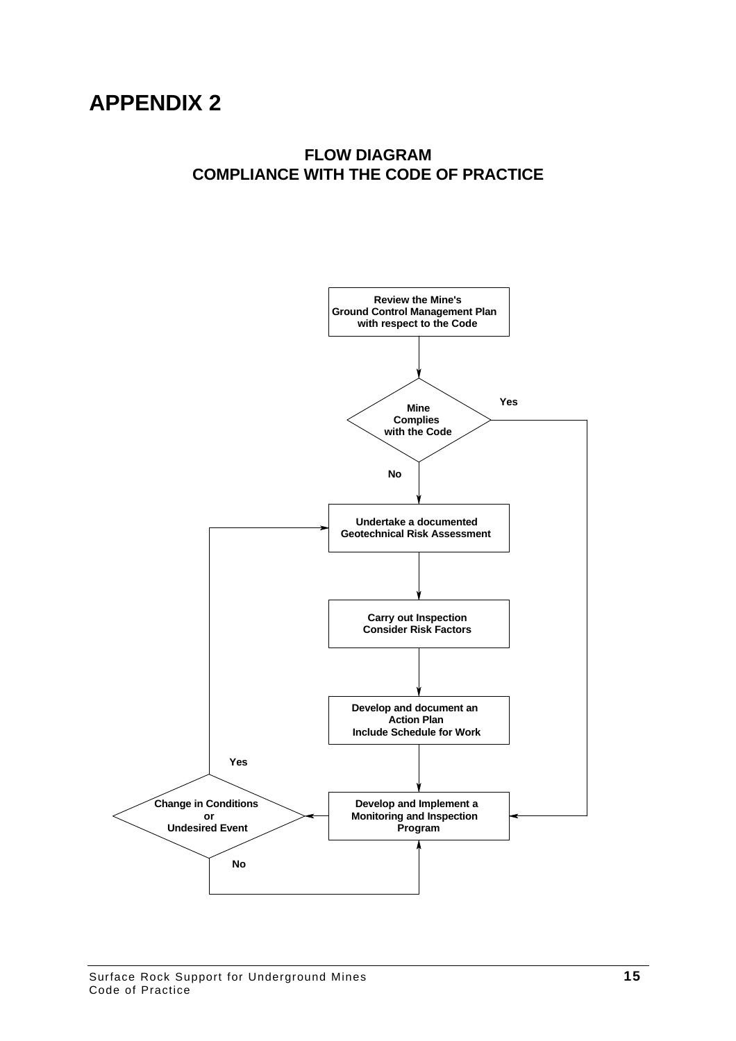# APPENDIX 2

## FLOW DIAGRAM
## COMPLIANCE WITH THE CODE OF PRACTICE

Review the Mine's Ground Control Management Plan with respect to the Code

Mine Complies with the Code

Yes

No

Undertake a documented Geotechnical Risk Assessment

Carry out Inspection Consider Risk Factors

Develop and document an Action Plan Include Schedule for Work

Develop and Implement a Monitoring and Inspection Program

Change in Conditions or Undesired Event

Yes

No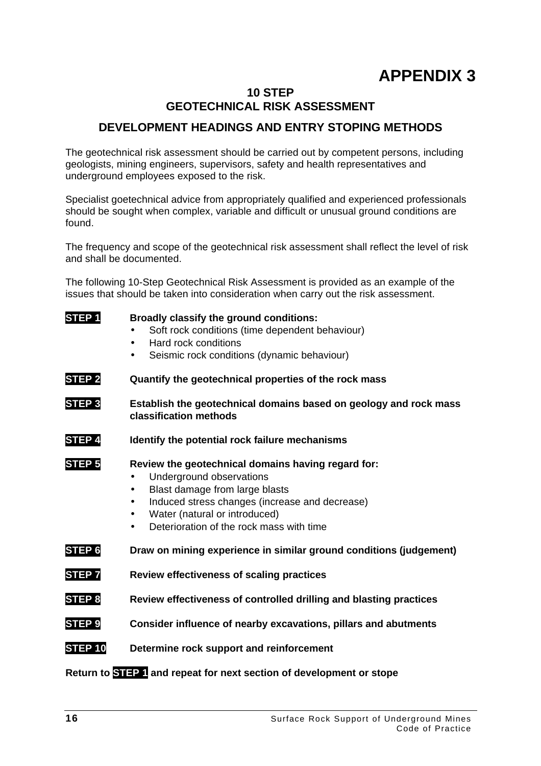# APPENDIX 3

## 10 STEP GEOTECHNICAL RISK ASSESSMENT

## DEVELOPMENT HEADINGS AND ENTRY STOPING METHODS

The geotechnical risk assessment should be carried out by competent persons, including geologists, mining engineers, supervisors, safety and health representatives and underground employees exposed to the risk.

Specialist goetechnical advice from appropriately qualified and experienced professionals should be sought when complex, variable and difficult or unusual ground conditions are found.

The frequency and scope of the geotechnical risk assessment shall reflect the level of risk and shall be documented.

The following 10-Step Geotechnical Risk Assessment is provided as an example of the issues that should be taken into consideration when carry out the risk assessment.

**STEP 1** **Broadly classify the ground conditions:**

- Soft rock conditions (time dependent behaviour)
- Hard rock conditions
- Seismic rock conditions (dynamic behaviour)

**STEP 2** **Quantify the geotechnical properties of the rock mass**

**STEP 3** **Establish the geotechnical domains based on geology and rock mass classification methods**

**STEP 4** **Identify the potential rock failure mechanisms**

**STEP 5** **Review the geotechnical domains having regard for:**

- Underground observations
- Blast damage from large blasts
- Induced stress changes (increase and decrease)
- Water (natural or introduced)
- Deterioration of the rock mass with time

**STEP 6** **Draw on mining experience in similar ground conditions (judgement)**

**STEP 7** **Review effectiveness of scaling practices**

**STEP 8** **Review effectiveness of controlled drilling and blasting practices**

**STEP 9** **Consider influence of nearby excavations, pillars and abutments**

**STEP 10** **Determine rock support and reinforcement**

**Return to STEP 1 and repeat for next section of development or stope**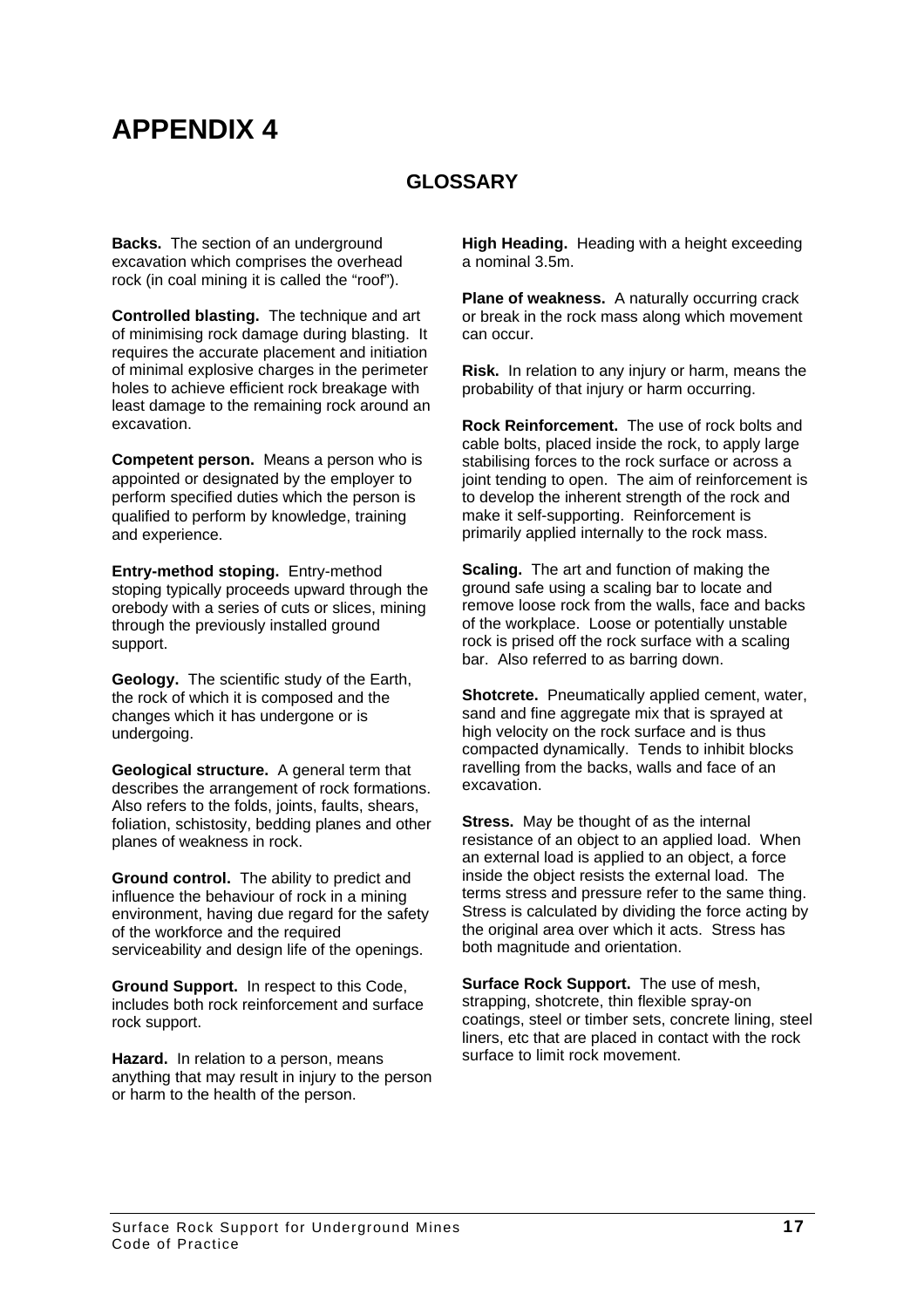# APPENDIX 4

## GLOSSARY

**Backs.** The section of an underground excavation which comprises the overhead rock (in coal mining it is called the "roof").

**Controlled blasting.** The technique and art of minimising rock damage during blasting. It requires the accurate placement and initiation of minimal explosive charges in the perimeter holes to achieve efficient rock breakage with least damage to the remaining rock around an excavation.

**Competent person.** Means a person who is appointed or designated by the employer to perform specified duties which the person is qualified to perform by knowledge, training and experience.

**Entry-method stoping.** Entry-method stoping typically proceeds upward through the orebody with a series of cuts or slices, mining through the previously installed ground support.

**Geology.** The scientific study of the Earth, the rock of which it is composed and the changes which it has undergone or is undergoing.

**Geological structure.** A general term that describes the arrangement of rock formations. Also refers to the folds, joints, faults, shears, foliation, schistosity, bedding planes and other planes of weakness in rock.

**Ground control.** The ability to predict and influence the behaviour of rock in a mining environment, having due regard for the safety of the workforce and the required serviceability and design life of the openings.

**Ground Support.** In respect to this Code, includes both rock reinforcement and surface rock support.

**Hazard.** In relation to a person, means anything that may result in injury to the person or harm to the health of the person.

**High Heading.** Heading with a height exceeding a nominal 3.5m.

**Plane of weakness.** A naturally occurring crack or break in the rock mass along which movement can occur.

**Risk.** In relation to any injury or harm, means the probability of that injury or harm occurring.

**Rock Reinforcement.** The use of rock bolts and cable bolts, placed inside the rock, to apply large stabilising forces to the rock surface or across a joint tending to open. The aim of reinforcement is to develop the inherent strength of the rock and make it self-supporting. Reinforcement is primarily applied internally to the rock mass.

**Scaling.** The art and function of making the ground safe using a scaling bar to locate and remove loose rock from the walls, face and backs of the workplace. Loose or potentially unstable rock is prised off the rock surface with a scaling bar. Also referred to as barring down.

**Shotcrete.** Pneumatically applied cement, water, sand and fine aggregate mix that is sprayed at high velocity on the rock surface and is thus compacted dynamically. Tends to inhibit blocks ravelling from the backs, walls and face of an excavation.

**Stress.** May be thought of as the internal resistance of an object to an applied load. When an external load is applied to an object, a force inside the object resists the external load. The terms stress and pressure refer to the same thing. Stress is calculated by dividing the force acting by the original area over which it acts. Stress has both magnitude and orientation.

**Surface Rock Support.** The use of mesh, strapping, shotcrete, thin flexible spray-on coatings, steel or timber sets, concrete lining, steel liners, etc that are placed in contact with the rock surface to limit rock movement.